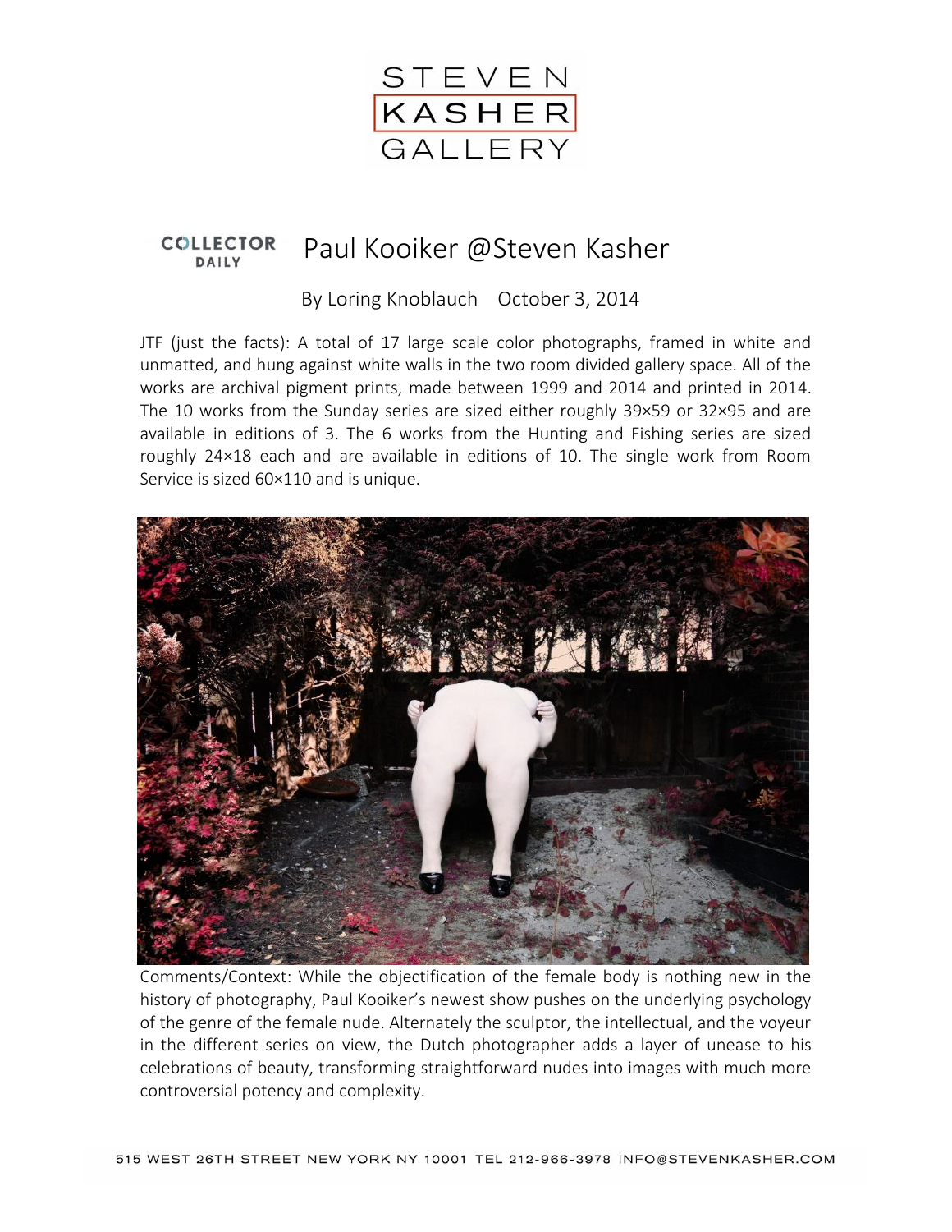STEVEN KASHER GALLERY

COLLECTOR DAILY

# Paul Kooiker @Steven Kasher

By Loring Knoblauch October 3, 2014

JTF (just the facts): A total of 17 large scale color photographs, framed in white and unmatted, and hung against white walls in the two room divided gallery space. All of the works are archival pigment prints, made between 1999 and 2014 and printed in 2014. The 10 works from the Sunday series are sized either roughly 39×59 or 32×95 and are available in editions of 3. The 6 works from the Hunting and Fishing series are sized roughly 24×18 each and are available in editions of 10. The single work from Room Service is sized 60×110 and is unique.

Comments/Context: While the objectification of the female body is nothing new in the history of photography, Paul Kooiker's newest show pushes on the underlying psychology of the genre of the female nude. Alternately the sculptor, the intellectual, and the voyeur in the different series on view, the Dutch photographer adds a layer of unease to his celebrations of beauty, transforming straightforward nudes into images with much more controversial potency and complexity.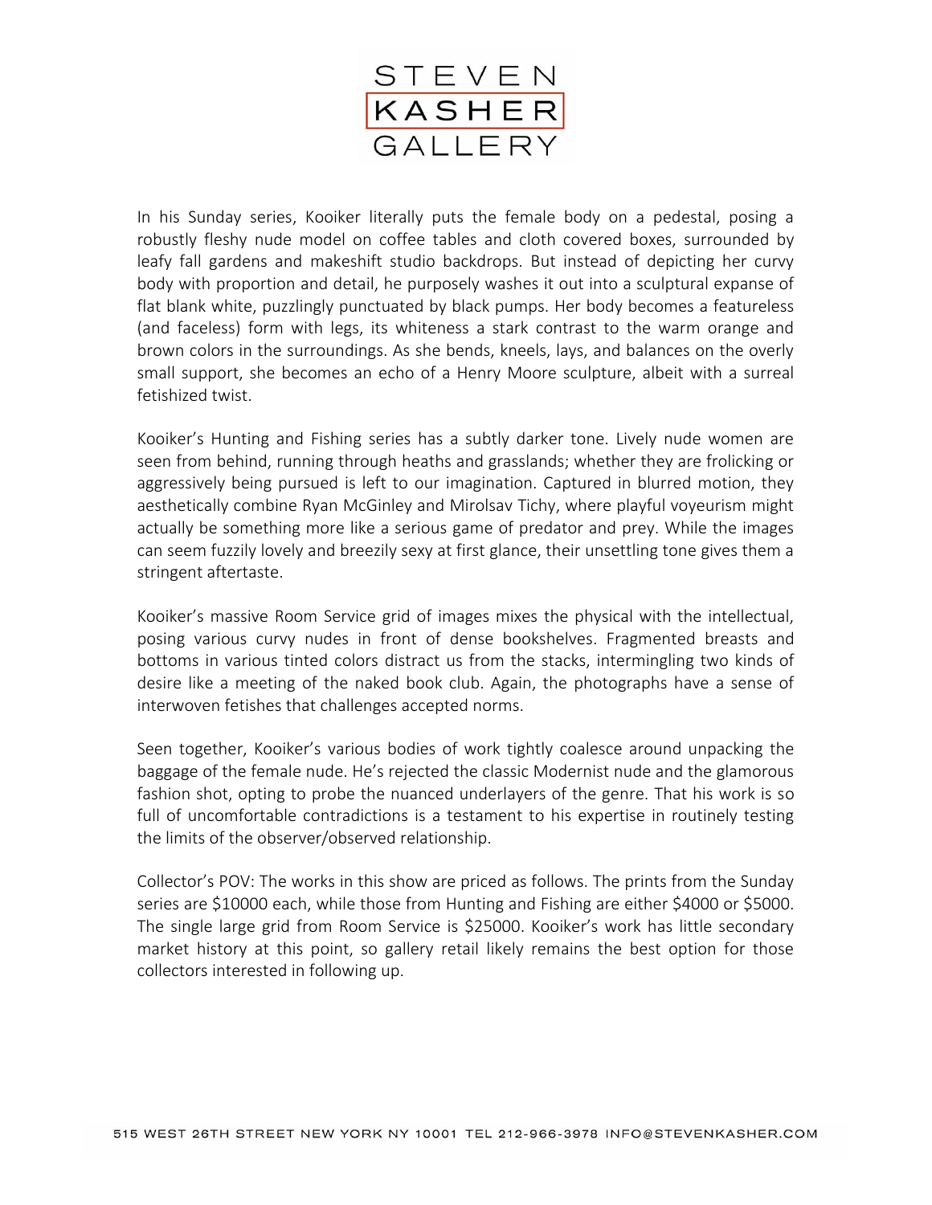In his Sunday series, Kooiker literally puts the female body on a pedestal, posing a robustly fleshy nude model on coffee tables and cloth covered boxes, surrounded by leafy fall gardens and makeshift studio backdrops. But instead of depicting her curvy body with proportion and detail, he purposely washes it out into a sculptural expanse of flat blank white, puzzlingly punctuated by black pumps. Her body becomes a featureless (and faceless) form with legs, its whiteness a stark contrast to the warm orange and brown colors in the surroundings. As she bends, kneels, lays, and balances on the overly small support, she becomes an echo of a Henry Moore sculpture, albeit with a surreal fetishized twist.

Kooiker's Hunting and Fishing series has a subtly darker tone. Lively nude women are seen from behind, running through heaths and grasslands; whether they are frolicking or aggressively being pursued is left to our imagination. Captured in blurred motion, they aesthetically combine Ryan McGinley and Mirolsav Tichy, where playful voyeurism might actually be something more like a serious game of predator and prey. While the images can seem fuzzily lovely and breezily sexy at first glance, their unsettling tone gives them a stringent aftertaste.

Kooiker's massive Room Service grid of images mixes the physical with the intellectual, posing various curvy nudes in front of dense bookshelves. Fragmented breasts and bottoms in various tinted colors distract us from the stacks, intermingling two kinds of desire like a meeting of the naked book club. Again, the photographs have a sense of interwoven fetishes that challenges accepted norms.

Seen together, Kooiker's various bodies of work tightly coalesce around unpacking the baggage of the female nude. He's rejected the classic Modernist nude and the glamorous fashion shot, opting to probe the nuanced underlayers of the genre. That his work is so full of uncomfortable contradictions is a testament to his expertise in routinely testing the limits of the observer/observed relationship.

Collector's POV: The works in this show are priced as follows. The prints from the Sunday series are $10000 each, while those from Hunting and Fishing are either $4000 or $5000. The single large grid from Room Service is $25000. Kooiker's work has little secondary market history at this point, so gallery retail likely remains the best option for those collectors interested in following up.